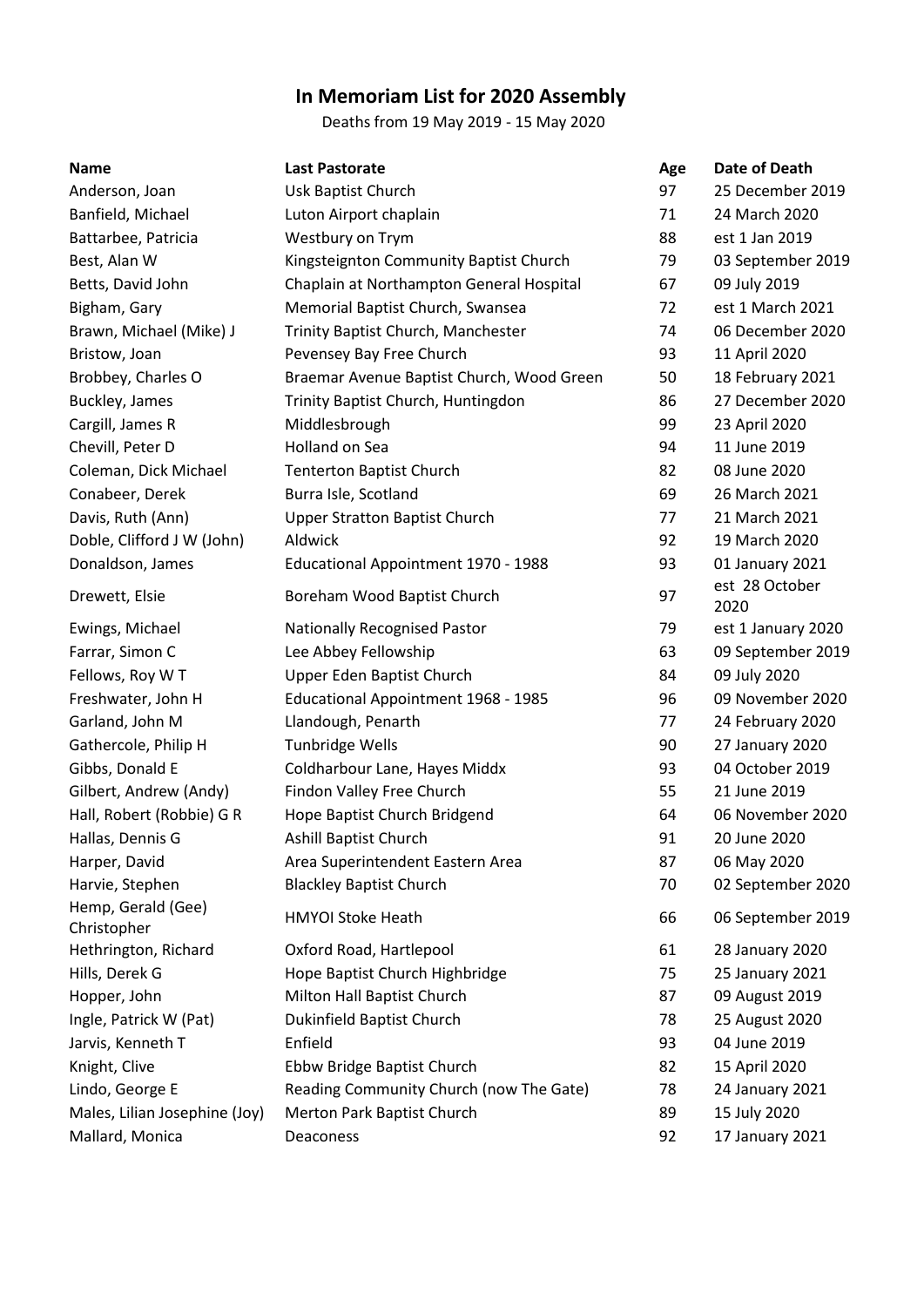# In Memoriam List for 2020 Assembly

Deaths from 19 May 2019 - 15 May 2020

| Name | Last Pastorate | Age | Date of Death |
|---|---|---|---|
| Anderson, Joan | Usk Baptist Church | 97 | 25 December 2019 |
| Banfield, Michael | Luton Airport chaplain | 71 | 24 March 2020 |
| Battarbee, Patricia | Westbury on Trym | 88 | est 1 Jan 2019 |
| Best, Alan W | Kingsteignton Community Baptist Church | 79 | 03 September 2019 |
| Betts, David John | Chaplain at Northampton General Hospital | 67 | 09 July 2019 |
| Bigham, Gary | Memorial Baptist Church, Swansea | 72 | est 1 March 2021 |
| Brawn, Michael (Mike) J | Trinity Baptist Church, Manchester | 74 | 06 December 2020 |
| Bristow, Joan | Pevensey Bay Free Church | 93 | 11 April 2020 |
| Brobbey, Charles O | Braemar Avenue Baptist Church, Wood Green | 50 | 18 February 2021 |
| Buckley, James | Trinity Baptist Church, Huntingdon | 86 | 27 December 2020 |
| Cargill, James R | Middlesbrough | 99 | 23 April 2020 |
| Chevill, Peter D | Holland on Sea | 94 | 11 June 2019 |
| Coleman, Dick Michael | Tenterton Baptist Church | 82 | 08 June 2020 |
| Conabeer, Derek | Burra Isle, Scotland | 69 | 26 March 2021 |
| Davis, Ruth (Ann) | Upper Stratton Baptist Church | 77 | 21 March 2021 |
| Doble, Clifford J W (John) | Aldwick | 92 | 19 March 2020 |
| Donaldson, James | Educational Appointment 1970 - 1988 | 93 | 01 January 2021 |
| Drewett, Elsie | Boreham Wood Baptist Church | 97 | est 28 October 2020 |
| Ewings, Michael | Nationally Recognised Pastor | 79 | est 1 January 2020 |
| Farrar, Simon C | Lee Abbey Fellowship | 63 | 09 September 2019 |
| Fellows, Roy W T | Upper Eden Baptist Church | 84 | 09 July 2020 |
| Freshwater, John H | Educational Appointment 1968 - 1985 | 96 | 09 November 2020 |
| Garland, John M | Llandough, Penarth | 77 | 24 February 2020 |
| Gathercole, Philip H | Tunbridge Wells | 90 | 27 January 2020 |
| Gibbs, Donald E | Coldharbour Lane, Hayes Middx | 93 | 04 October 2019 |
| Gilbert, Andrew (Andy) | Findon Valley Free Church | 55 | 21 June 2019 |
| Hall, Robert (Robbie) G R | Hope Baptist Church Bridgend | 64 | 06 November 2020 |
| Hallas, Dennis G | Ashill Baptist Church | 91 | 20 June 2020 |
| Harper, David | Area Superintendent Eastern Area | 87 | 06 May 2020 |
| Harvie, Stephen | Blackley Baptist Church | 70 | 02 September 2020 |
| Hemp, Gerald (Gee) Christopher | HMYOI Stoke Heath | 66 | 06 September 2019 |
| Hethrington, Richard | Oxford Road, Hartlepool | 61 | 28 January 2020 |
| Hills, Derek G | Hope Baptist Church Highbridge | 75 | 25 January 2021 |
| Hopper, John | Milton Hall Baptist Church | 87 | 09 August 2019 |
| Ingle, Patrick W (Pat) | Dukinfield Baptist Church | 78 | 25 August 2020 |
| Jarvis, Kenneth T | Enfield | 93 | 04 June 2019 |
| Knight, Clive | Ebbw Bridge Baptist Church | 82 | 15 April 2020 |
| Lindo, George E | Reading Community Church (now The Gate) | 78 | 24 January 2021 |
| Males, Lilian Josephine (Joy) | Merton Park Baptist Church | 89 | 15 July 2020 |
| Mallard, Monica | Deaconess | 92 | 17 January 2021 |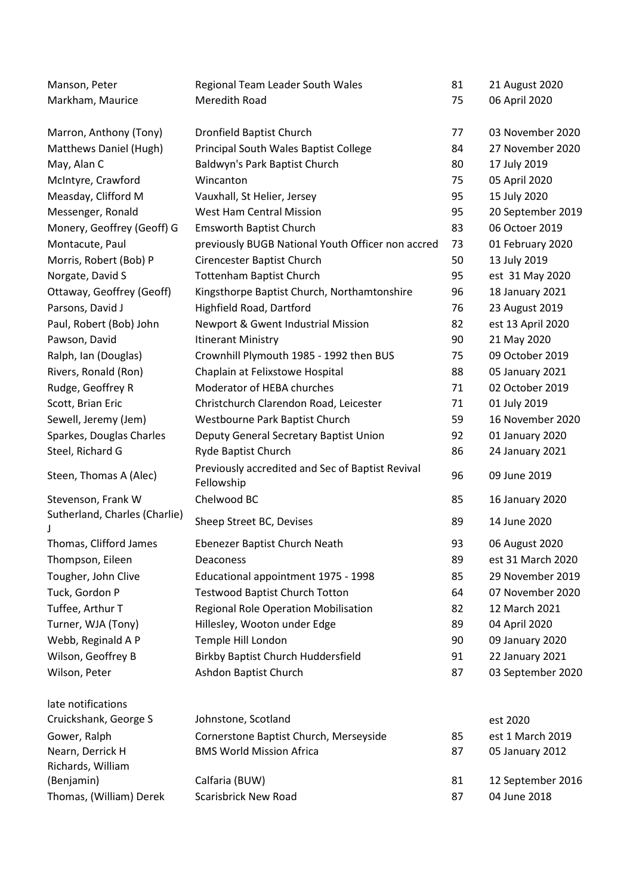| | | | |
|---|---|---|---|
| Manson, Peter | Regional Team Leader South Wales | 81 | 21 August 2020 |
| Markham, Maurice | Meredith Road | 75 | 06 April 2020 |
| Marron, Anthony (Tony) | Dronfield Baptist Church | 77 | 03 November 2020 |
| Matthews Daniel (Hugh) | Principal South Wales Baptist College | 84 | 27 November 2020 |
| May, Alan C | Baldwyn's Park Baptist Church | 80 | 17 July 2019 |
| McIntyre, Crawford | Wincanton | 75 | 05 April 2020 |
| Measday, Clifford M | Vauxhall, St Helier, Jersey | 95 | 15 July 2020 |
| Messenger, Ronald | West Ham Central Mission | 95 | 20 September 2019 |
| Monery, Geoffrey (Geoff) G | Emsworth Baptist Church | 83 | 06 Octoer 2019 |
| Montacute, Paul | previously BUGB National Youth Officer non accred | 73 | 01 February 2020 |
| Morris, Robert (Bob) P | Cirencester Baptist Church | 50 | 13 July 2019 |
| Norgate, David S | Tottenham Baptist Church | 95 | est 31 May 2020 |
| Ottaway, Geoffrey (Geoff) | Kingsthorpe Baptist Church, Northamtonshire | 96 | 18 January 2021 |
| Parsons, David J | Highfield Road, Dartford | 76 | 23 August 2019 |
| Paul, Robert (Bob) John | Newport & Gwent Industrial Mission | 82 | est 13 April 2020 |
| Pawson, David | Itinerant Ministry | 90 | 21 May 2020 |
| Ralph, Ian (Douglas) | Crownhill Plymouth 1985 - 1992 then BUS | 75 | 09 October 2019 |
| Rivers, Ronald (Ron) | Chaplain at Felixstowe Hospital | 88 | 05 January 2021 |
| Rudge, Geoffrey R | Moderator of HEBA churches | 71 | 02 October 2019 |
| Scott, Brian Eric | Christchurch Clarendon Road, Leicester | 71 | 01 July 2019 |
| Sewell, Jeremy (Jem) | Westbourne Park Baptist Church | 59 | 16 November 2020 |
| Sparkes, Douglas Charles | Deputy General Secretary Baptist Union | 92 | 01 January 2020 |
| Steel, Richard G | Ryde Baptist Church | 86 | 24 January 2021 |
| Steen, Thomas A (Alec) | Previously accredited and Sec of Baptist Revival Fellowship | 96 | 09 June 2019 |
| Stevenson, Frank W | Chelwood BC | 85 | 16 January 2020 |
| Sutherland, Charles (Charlie) J | Sheep Street BC, Devises | 89 | 14 June 2020 |
| Thomas, Clifford James | Ebenezer Baptist Church Neath | 93 | 06 August 2020 |
| Thompson, Eileen | Deaconess | 89 | est 31 March 2020 |
| Tougher, John Clive | Educational appointment 1975 - 1998 | 85 | 29 November 2019 |
| Tuck, Gordon P | Testwood Baptist Church Totton | 64 | 07 November 2020 |
| Tuffee, Arthur T | Regional Role Operation Mobilisation | 82 | 12 March 2021 |
| Turner, WJA (Tony) | Hillesley, Wooton under Edge | 89 | 04 April 2020 |
| Webb, Reginald A P | Temple Hill London | 90 | 09 January 2020 |
| Wilson, Geoffrey B | Birkby Baptist Church Huddersfield | 91 | 22 January 2021 |
| Wilson, Peter | Ashdon Baptist Church | 87 | 03 September 2020 |
| late notifications | | | |
| Cruickshank, George S | Johnstone, Scotland | | est 2020 |
| Gower, Ralph | Cornerstone Baptist Church, Merseyside | 85 | est 1 March 2019 |
| Nearn, Derrick H | BMS World Mission Africa | 87 | 05 January 2012 |
| Richards, William (Benjamin) | Calfaria (BUW) | 81 | 12 September 2016 |
| Thomas, (William) Derek | Scarisbrick New Road | 87 | 04 June 2018 |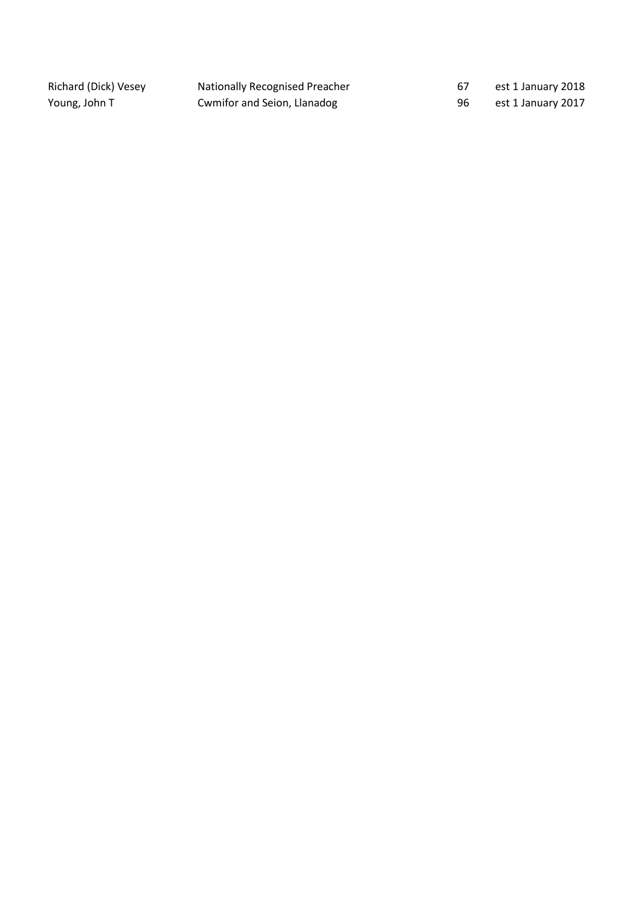| | | | |
|---|---|---|---|
| Richard (Dick) Vesey | Nationally Recognised Preacher | 67 | est 1 January 2018 |
| Young, John T | Cwmifor and Seion, Llanadog | 96 | est 1 January 2017 |